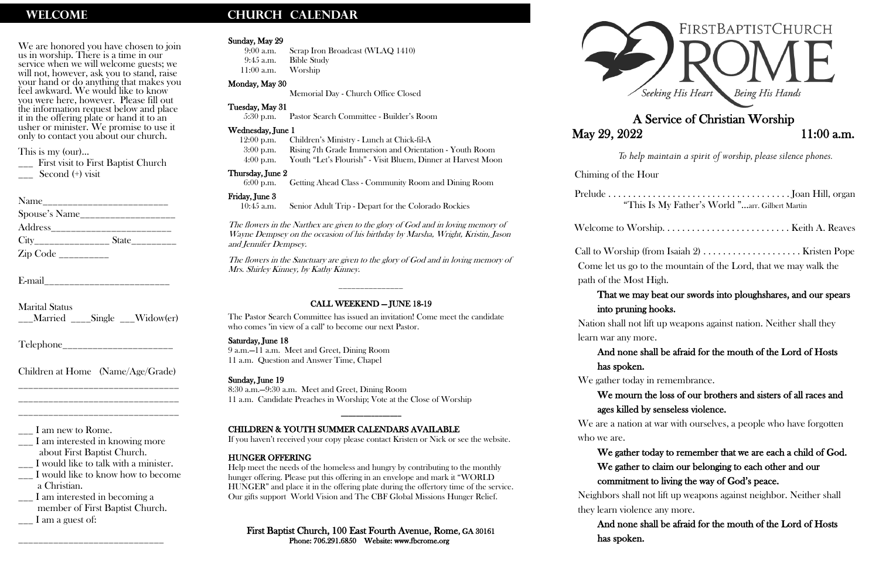## WELCOME

We are honored you have chosen to join us in worship. There is a time in our service when we will welcome guests; we will not, however, ask you to stand, raise your hand or do anything that makes you feel awkward. We would like to know you were here, however. Please fill out the information request below and place it in the offering plate or hand it to an usher or minister. We promise to use it only to contact you about our church.

This is my (our)...
___ First visit to First Baptist Church
___ Second (+) visit

Name_______________________
Spouse's Name__________________
Address_______________________
City______________ State________
Zip Code _________

E-mail_______________________

Marital Status
___Married ____Single ___Widow(er)

Telephone____________________

Children at Home (Name/Age/Grade)
______________________________
______________________________
______________________________

___ I am new to Rome.
___ I am interested in knowing more about First Baptist Church.
___ I would like to talk with a minister.
___ I would like to know how to become a Christian.
___ I am interested in becoming a member of First Baptist Church.
___ I am a guest of:
____________________________

## CHURCH CALENDAR

**Sunday, May 29**
9:00 a.m. Scrap Iron Broadcast (WLAQ 1410)
9:45 a.m. Bible Study
11:00 a.m. Worship

**Monday, May 30**
Memorial Day - Church Office Closed

**Tuesday, May 31**
5:30 p.m. Pastor Search Committee - Builder's Room

**Wednesday, June 1**
12:00 p.m. Children's Ministry - Lunch at Chick-fil-A
3:00 p.m. Rising 7th Grade Immersion and Orientation - Youth Room
4:00 p.m. Youth "Let's Flourish" - Visit Bluem, Dinner at Harvest Moon

**Thursday, June 2**
6:00 p.m. Getting Ahead Class - Community Room and Dining Room

**Friday, June 3**
10:45 a.m. Senior Adult Trip - Depart for the Colorado Rockies

*The flowers in the Narthex are given to the glory of God and in loving memory of Wayne Dempsey on the occasion of his birthday by Marsha, Wright, Kristin, Jason and Jennifer Dempsey.*

*The flowers in the Sanctuary are given to the glory of God and in loving memory of Mrs. Shirley Kinney, by Kathy Kinney.*

**CALL WEEKEND — JUNE 18-19**

The Pastor Search Committee has issued an invitation! Come meet the candidate who comes "in view of a call" to become our next Pastor.

**Saturday, June 18**
9 a.m.—11 a.m. Meet and Greet, Dining Room
11 a.m. Question and Answer Time, Chapel

**Sunday, June 19**
8:30 a.m.—9:30 a.m. Meet and Greet, Dining Room
11 a.m. Candidate Preaches in Worship; Vote at the Close of Worship

**CHILDREN & YOUTH SUMMER CALENDARS AVAILABLE**
If you haven't received your copy please contact Kristen or Nick or see the website.

**HUNGER OFFERING**
Help meet the needs of the homeless and hungry by contributing to the monthly hunger offering. Please put this offering in an envelope and mark it "WORLD HUNGER" and place it in the offering plate during the offertory time of the service. Our gifts support World Vision and The CBF Global Missions Hunger Relief.

**First Baptist Church, 100 East Fourth Avenue, Rome, GA 30161**
**Phone: 706.291.6850 Website: www.fbcrome.org**

# FIRST BAPTIST CHURCH ROME

*Seeking His Heart — Being His Hands*

## A Service of Christian Worship

May 29, 2022 — 11:00 a.m.

*To help maintain a spirit of worship, please silence phones.*

Chiming of the Hour

Prelude . . . . . . . . . . . . . . . . . . . . . . . . . . . . . . . . . . . . Joan Hill, organ
"This Is My Father's World "...arr. Gilbert Martin

Welcome to Worship. . . . . . . . . . . . . . . . . . . . . . . . . . Keith A. Reaves

Call to Worship (from Isaiah 2) . . . . . . . . . . . . . . . . . . . Kristen Pope

Come let us go to the mountain of the Lord, that we may walk the path of the Most High.

**That we may beat our swords into ploughshares, and our spears into pruning hooks.**

Nation shall not lift up weapons against nation. Neither shall they learn war any more.

**And none shall be afraid for the mouth of the Lord of Hosts has spoken.**

We gather today in remembrance.

**We mourn the loss of our brothers and sisters of all races and ages killed by senseless violence.**

We are a nation at war with ourselves, a people who have forgotten who we are.

**We gather today to remember that we are each a child of God. We gather to claim our belonging to each other and our commitment to living the way of God's peace.**

Neighbors shall not lift up weapons against neighbor. Neither shall they learn violence any more.

**And none shall be afraid for the mouth of the Lord of Hosts has spoken.**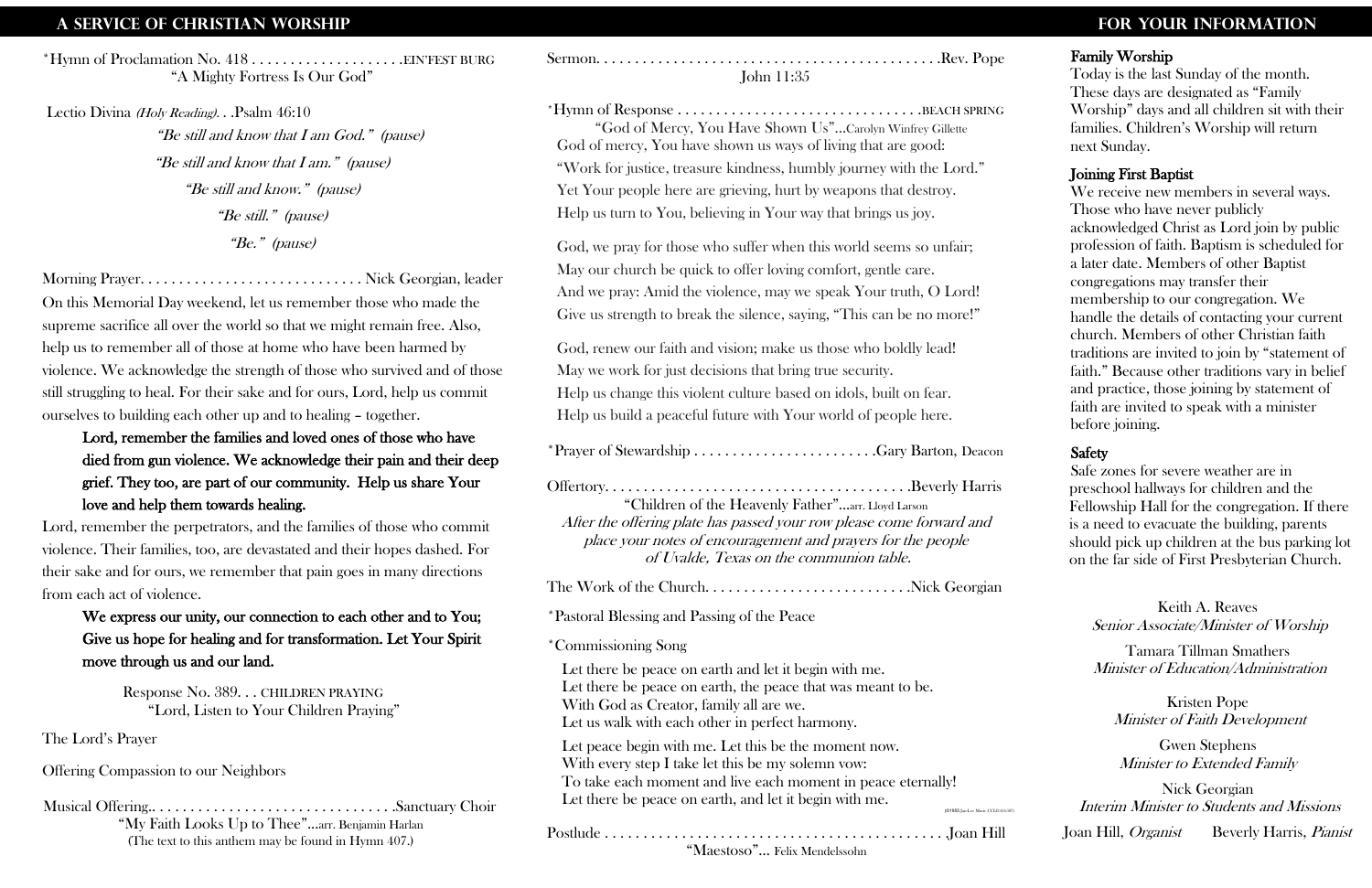## A SERVICE OF CHRISTIAN WORSHIP

*Hymn of Proclamation No. 418 . . . . . . . . . . . . . . . . . . . .EIN'FEST BURG
"A Mighty Fortress Is Our God"

Lectio Divina *(Holy Reading)*. . .Psalm 46:10

*"Be still and know that I am God." (pause)*

*"Be still and know that I am." (pause)*

*"Be still and know." (pause)*

*"Be still." (pause)*

*"Be." (pause)*

Morning Prayer. . . . . . . . . . . . . . . . . . . . . . . . . . . . . Nick Georgian, leader

On this Memorial Day weekend, let us remember those who made the supreme sacrifice all over the world so that we might remain free. Also, help us to remember all of those at home who have been harmed by violence. We acknowledge the strength of those who survived and of those still struggling to heal. For their sake and for ours, Lord, help us commit ourselves to building each other up and to healing – together.

**Lord, remember the families and loved ones of those who have died from gun violence. We acknowledge their pain and their deep grief. They too, are part of our community. Help us share Your love and help them towards healing.**

Lord, remember the perpetrators, and the families of those who commit violence. Their families, too, are devastated and their hopes dashed. For their sake and for ours, we remember that pain goes in many directions from each act of violence.

**We express our unity, our connection to each other and to You; Give us hope for healing and for transformation. Let Your Spirit move through us and our land.**

Response No. 389. . . CHILDREN PRAYING
"Lord, Listen to Your Children Praying"

The Lord's Prayer

Offering Compassion to our Neighbors

Musical Offering.. . . . . . . . . . . . . . . . . . . . . . . . . . . . . .Sanctuary Choir
"My Faith Looks Up to Thee"...arr. Benjamin Harlan
(The text to this anthem may be found in Hymn 407.)

Sermon. . . . . . . . . . . . . . . . . . . . . . . . . . . . . . . . . . . . . . . . . . . .Rev. Pope
John 11:35

*Hymn of Response . . . . . . . . . . . . . . . . . . . . . . . . . . . . . . .BEACH SPRING
"God of Mercy, You Have Shown Us"...Carolyn Winfrey Gillette

God of mercy, You have shown us ways of living that are good:
"Work for justice, treasure kindness, humbly journey with the Lord."
Yet Your people here are grieving, hurt by weapons that destroy.
Help us turn to You, believing in Your way that brings us joy.

God, we pray for those who suffer when this world seems so unfair;
May our church be quick to offer loving comfort, gentle care.
And we pray: Amid the violence, may we speak Your truth, O Lord!
Give us strength to break the silence, saying, "This can be no more!"

God, renew our faith and vision; make us those who boldly lead!
May we work for just decisions that bring true security.
Help us change this violent culture based on idols, built on fear.
Help us build a peaceful future with Your world of people here.

*Prayer of Stewardship . . . . . . . . . . . . . . . . . . . . . . . .Gary Barton, Deacon

Offertory. . . . . . . . . . . . . . . . . . . . . . . . . . . . . . . . . . . . . . . .Beverly Harris
"Children of the Heavenly Father"...arr. Lloyd Larson
*After the offering plate has passed your row please come forward and place your notes of encouragement and prayers for the people of Uvalde, Texas on the communion table.*

The Work of the Church. . . . . . . . . . . . . . . . . . . . . . . . . .Nick Georgian

*Pastoral Blessing and Passing of the Peace

*Commissioning Song

Let there be peace on earth and let it begin with me.
Let there be peace on earth, the peace that was meant to be.
With God as Creator, family all are we.
Let us walk with each other in perfect harmony.

Let peace begin with me. Let this be the moment now.
With every step I take let this be my solemn vow:
To take each moment and live each moment in peace eternally!
Let there be peace on earth, and let it begin with me.

©1955 Jan-Lee Music CCLI 11 ...

Postlude . . . . . . . . . . . . . . . . . . . . . . . . . . . . . . . . . . . . . . . . . . . Joan Hill
"Maestoso"... Felix Mendelssohn

## FOR YOUR INFORMATION

**Family Worship**
Today is the last Sunday of the month. These days are designated as "Family Worship" days and all children sit with their families. Children's Worship will return next Sunday.

**Joining First Baptist**
We receive new members in several ways. Those who have never publicly acknowledged Christ as Lord join by public profession of faith. Baptism is scheduled for a later date. Members of other Baptist congregations may transfer their membership to our congregation. We handle the details of contacting your current church. Members of other Christian faith traditions are invited to join by "statement of faith." Because other traditions vary in belief and practice, those joining by statement of faith are invited to speak with a minister before joining.

**Safety**
Safe zones for severe weather are in preschool hallways for children and the Fellowship Hall for the congregation. If there is a need to evacuate the building, parents should pick up children at the bus parking lot on the far side of First Presbyterian Church.

Keith A. Reaves
*Senior Associate/Minister of Worship*

Tamara Tillman Smathers
*Minister of Education/Administration*

Kristen Pope
*Minister of Faith Development*

Gwen Stephens
*Minister to Extended Family*

Nick Georgian
*Interim Minister to Students and Missions*

Joan Hill, *Organist* Beverly Harris, *Pianist*